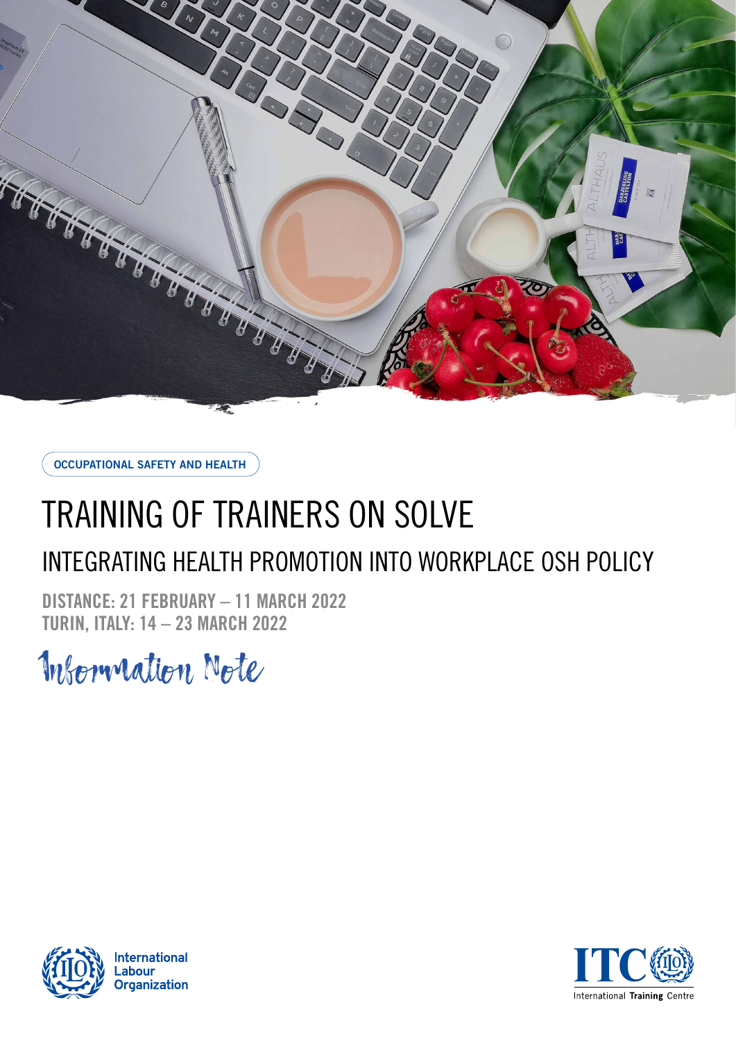OCCUPATIONAL SAFETY AND HEALTH

# TRAINING OF TRAINERS ON SOLVE

## INTEGRATING HEALTH PROMOTION INTO WORKPLACE OSH POLICY

**DISTANCE: 21 FEBRUARY – 11 MARCH 2022**
**TURIN, ITALY: 14 – 23 MARCH 2022**

Information Note

International Labour Organization

ITC International Training Centre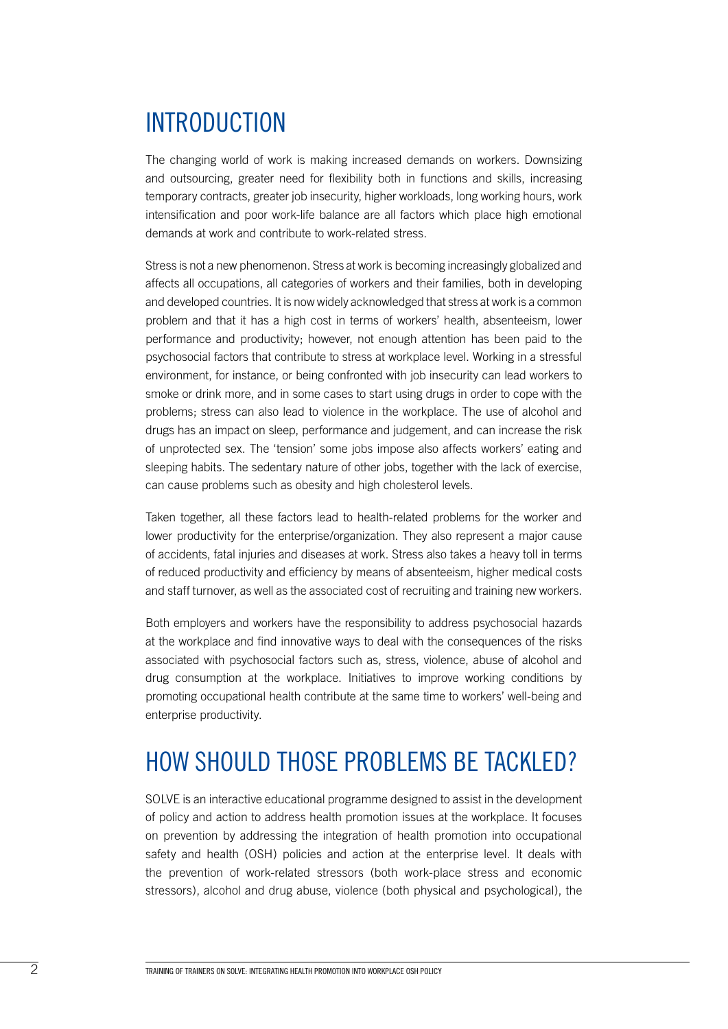# INTRODUCTION

The changing world of work is making increased demands on workers. Downsizing and outsourcing, greater need for flexibility both in functions and skills, increasing temporary contracts, greater job insecurity, higher workloads, long working hours, work intensification and poor work-life balance are all factors which place high emotional demands at work and contribute to work-related stress.

Stress is not a new phenomenon. Stress at work is becoming increasingly globalized and affects all occupations, all categories of workers and their families, both in developing and developed countries. It is now widely acknowledged that stress at work is a common problem and that it has a high cost in terms of workers' health, absenteeism, lower performance and productivity; however, not enough attention has been paid to the psychosocial factors that contribute to stress at workplace level. Working in a stressful environment, for instance, or being confronted with job insecurity can lead workers to smoke or drink more, and in some cases to start using drugs in order to cope with the problems; stress can also lead to violence in the workplace. The use of alcohol and drugs has an impact on sleep, performance and judgement, and can increase the risk of unprotected sex. The 'tension' some jobs impose also affects workers' eating and sleeping habits. The sedentary nature of other jobs, together with the lack of exercise, can cause problems such as obesity and high cholesterol levels.

Taken together, all these factors lead to health-related problems for the worker and lower productivity for the enterprise/organization. They also represent a major cause of accidents, fatal injuries and diseases at work. Stress also takes a heavy toll in terms of reduced productivity and efficiency by means of absenteeism, higher medical costs and staff turnover, as well as the associated cost of recruiting and training new workers.

Both employers and workers have the responsibility to address psychosocial hazards at the workplace and find innovative ways to deal with the consequences of the risks associated with psychosocial factors such as, stress, violence, abuse of alcohol and drug consumption at the workplace. Initiatives to improve working conditions by promoting occupational health contribute at the same time to workers' well-being and enterprise productivity.

# HOW SHOULD THOSE PROBLEMS BE TACKLED?

SOLVE is an interactive educational programme designed to assist in the development of policy and action to address health promotion issues at the workplace. It focuses on prevention by addressing the integration of health promotion into occupational safety and health (OSH) policies and action at the enterprise level. It deals with the prevention of work-related stressors (both work-place stress and economic stressors), alcohol and drug abuse, violence (both physical and psychological), the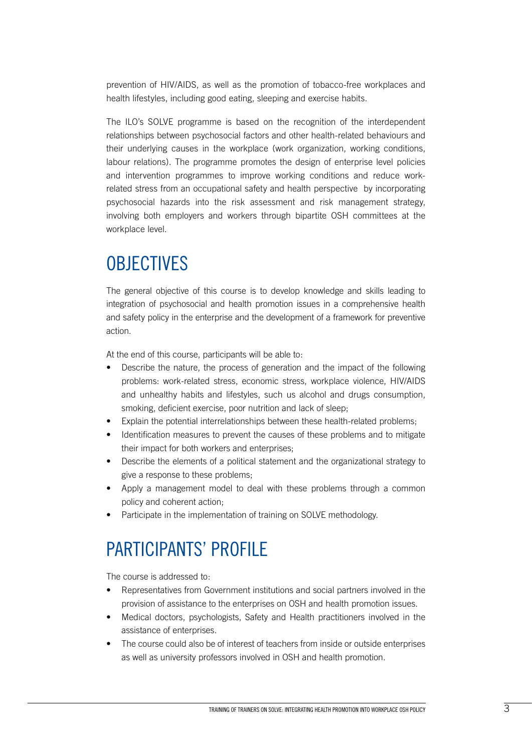prevention of HIV/AIDS, as well as the promotion of tobacco-free workplaces and health lifestyles, including good eating, sleeping and exercise habits.

The ILO's SOLVE programme is based on the recognition of the interdependent relationships between psychosocial factors and other health-related behaviours and their underlying causes in the workplace (work organization, working conditions, labour relations). The programme promotes the design of enterprise level policies and intervention programmes to improve working conditions and reduce work-related stress from an occupational safety and health perspective by incorporating psychosocial hazards into the risk assessment and risk management strategy, involving both employers and workers through bipartite OSH committees at the workplace level.

# OBJECTIVES

The general objective of this course is to develop knowledge and skills leading to integration of psychosocial and health promotion issues in a comprehensive health and safety policy in the enterprise and the development of a framework for preventive action.

At the end of this course, participants will be able to:

- Describe the nature, the process of generation and the impact of the following problems: work-related stress, economic stress, workplace violence, HIV/AIDS and unhealthy habits and lifestyles, such us alcohol and drugs consumption, smoking, deficient exercise, poor nutrition and lack of sleep;
- Explain the potential interrelationships between these health-related problems;
- Identification measures to prevent the causes of these problems and to mitigate their impact for both workers and enterprises;
- Describe the elements of a political statement and the organizational strategy to give a response to these problems;
- Apply a management model to deal with these problems through a common policy and coherent action;
- Participate in the implementation of training on SOLVE methodology.

# PARTICIPANTS' PROFILE

The course is addressed to:

- Representatives from Government institutions and social partners involved in the provision of assistance to the enterprises on OSH and health promotion issues.
- Medical doctors, psychologists, Safety and Health practitioners involved in the assistance of enterprises.
- The course could also be of interest of teachers from inside or outside enterprises as well as university professors involved in OSH and health promotion.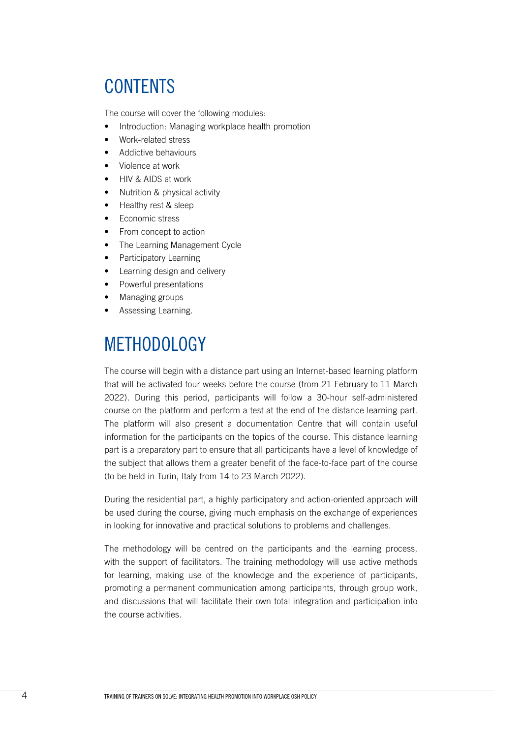# CONTENTS

The course will cover the following modules:

- Introduction: Managing workplace health promotion
- Work-related stress
- Addictive behaviours
- Violence at work
- HIV & AIDS at work
- Nutrition & physical activity
- Healthy rest & sleep
- Economic stress
- From concept to action
- The Learning Management Cycle
- Participatory Learning
- Learning design and delivery
- Powerful presentations
- Managing groups
- Assessing Learning.

# METHODOLOGY

The course will begin with a distance part using an Internet-based learning platform that will be activated four weeks before the course (from 21 February to 11 March 2022). During this period, participants will follow a 30-hour self-administered course on the platform and perform a test at the end of the distance learning part. The platform will also present a documentation Centre that will contain useful information for the participants on the topics of the course. This distance learning part is a preparatory part to ensure that all participants have a level of knowledge of the subject that allows them a greater benefit of the face-to-face part of the course (to be held in Turin, Italy from 14 to 23 March 2022).

During the residential part, a highly participatory and action-oriented approach will be used during the course, giving much emphasis on the exchange of experiences in looking for innovative and practical solutions to problems and challenges.

The methodology will be centred on the participants and the learning process, with the support of facilitators. The training methodology will use active methods for learning, making use of the knowledge and the experience of participants, promoting a permanent communication among participants, through group work, and discussions that will facilitate their own total integration and participation into the course activities.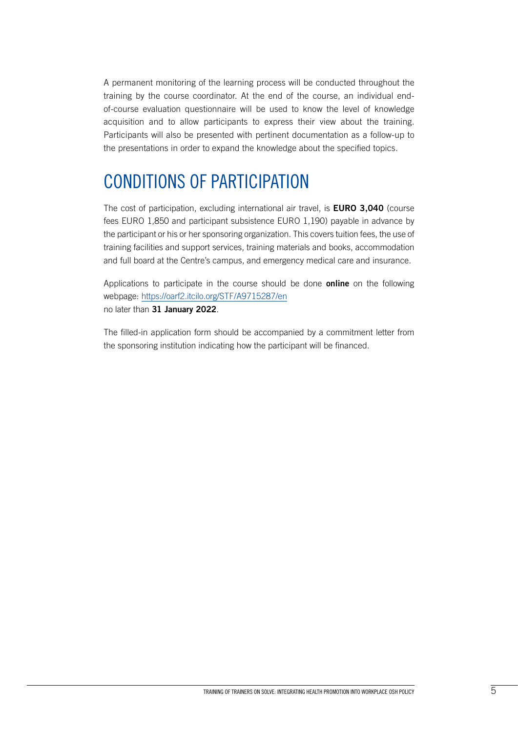A permanent monitoring of the learning process will be conducted throughout the training by the course coordinator. At the end of the course, an individual end-of-course evaluation questionnaire will be used to know the level of knowledge acquisition and to allow participants to express their view about the training. Participants will also be presented with pertinent documentation as a follow-up to the presentations in order to expand the knowledge about the specified topics.

# CONDITIONS OF PARTICIPATION

The cost of participation, excluding international air travel, is **EURO 3,040** (course fees EURO 1,850 and participant subsistence EURO 1,190) payable in advance by the participant or his or her sponsoring organization. This covers tuition fees, the use of training facilities and support services, training materials and books, accommodation and full board at the Centre's campus, and emergency medical care and insurance.

Applications to participate in the course should be done **online** on the following webpage: https://oarf2.itcilo.org/STF/A9715287/en
no later than **31 January 2022**.

The filled-in application form should be accompanied by a commitment letter from the sponsoring institution indicating how the participant will be financed.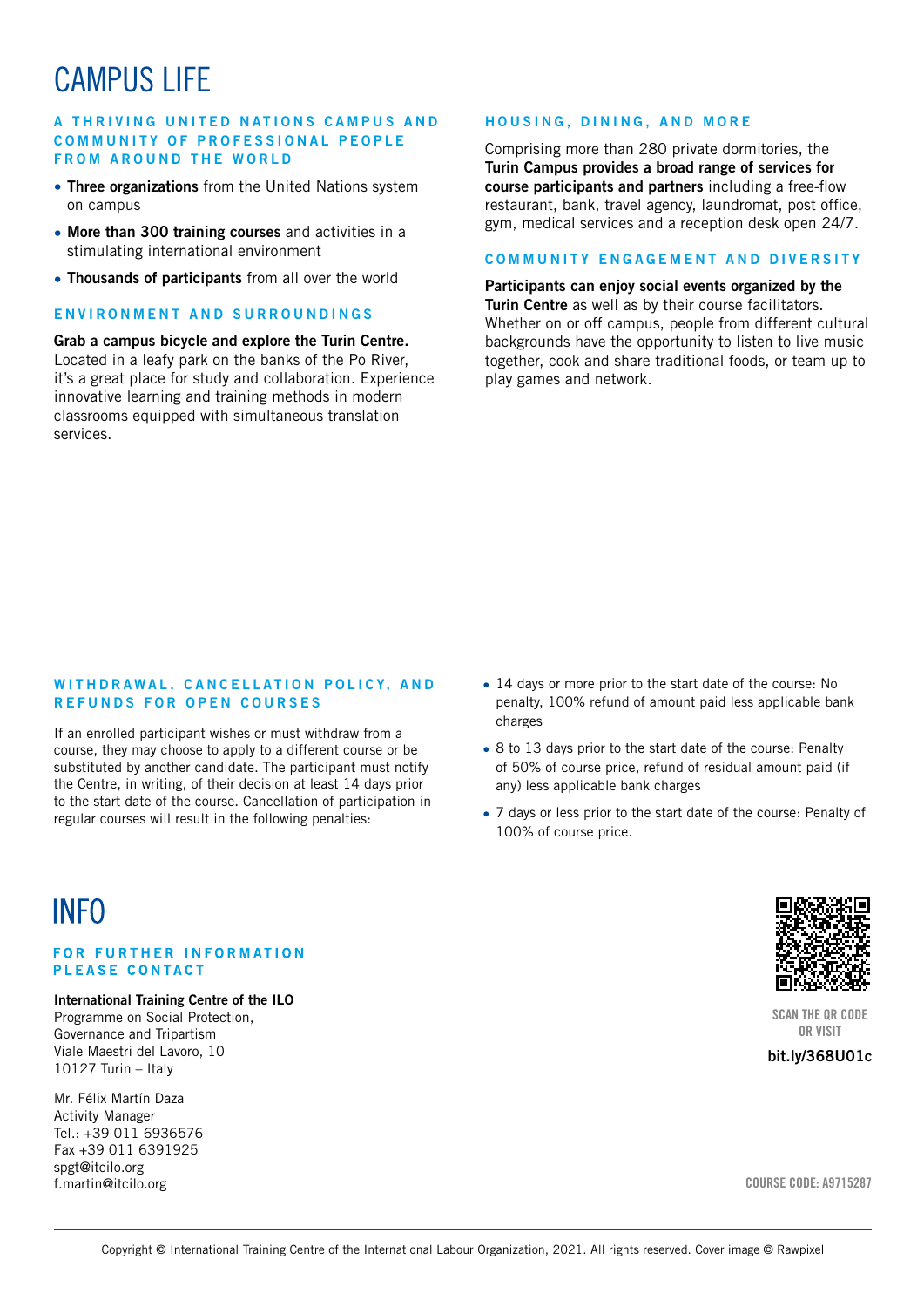# CAMPUS LIFE

### A THRIVING UNITED NATIONS CAMPUS AND COMMUNITY OF PROFESSIONAL PEOPLE FROM AROUND THE WORLD

- **Three organizations** from the United Nations system on campus
- **More than 300 training courses** and activities in a stimulating international environment
- **Thousands of participants** from all over the world

### ENVIRONMENT AND SURROUNDINGS

**Grab a campus bicycle and explore the Turin Centre.** Located in a leafy park on the banks of the Po River, it's a great place for study and collaboration. Experience innovative learning and training methods in modern classrooms equipped with simultaneous translation services.

### HOUSING, DINING, AND MORE

Comprising more than 280 private dormitories, the **Turin Campus provides a broad range of services for course participants and partners** including a free-flow restaurant, bank, travel agency, laundromat, post office, gym, medical services and a reception desk open 24/7.

### COMMUNITY ENGAGEMENT AND DIVERSITY

**Participants can enjoy social events organized by the Turin Centre** as well as by their course facilitators. Whether on or off campus, people from different cultural backgrounds have the opportunity to listen to live music together, cook and share traditional foods, or team up to play games and network.

### WITHDRAWAL, CANCELLATION POLICY, AND REFUNDS FOR OPEN COURSES

If an enrolled participant wishes or must withdraw from a course, they may choose to apply to a different course or be substituted by another candidate. The participant must notify the Centre, in writing, of their decision at least 14 days prior to the start date of the course. Cancellation of participation in regular courses will result in the following penalties:

- 14 days or more prior to the start date of the course: No penalty, 100% refund of amount paid less applicable bank charges
- 8 to 13 days prior to the start date of the course: Penalty of 50% of course price, refund of residual amount paid (if any) less applicable bank charges
- 7 days or less prior to the start date of the course: Penalty of 100% of course price.

# INFO

### FOR FURTHER INFORMATION PLEASE CONTACT

**International Training Centre of the ILO**
Programme on Social Protection,
Governance and Tripartism
Viale Maestri del Lavoro, 10
10127 Turin – Italy

Mr. Félix Martín Daza
Activity Manager
Tel.: +39 011 6936576
Fax +39 011 6391925
spgt@itcilo.org
f.martin@itcilo.org

SCAN THE QR CODE OR VISIT

**bit.ly/368U01c**

COURSE CODE: A9715287

Copyright © International Training Centre of the International Labour Organization, 2021. All rights reserved. Cover image © Rawpixel